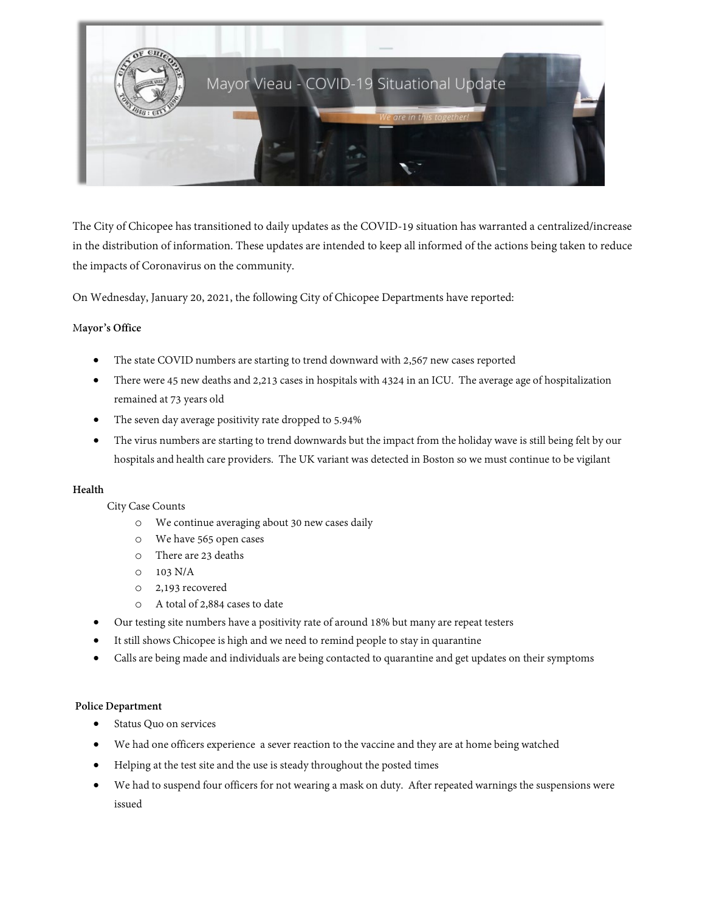# Mayor Vieau - COVID-19 Situational Update

*We are in this together!*

The City of Chicopee has transitioned to daily updates as the COVID-19 situation has warranted a centralized/increase in the distribution of information. These updates are intended to keep all informed of the actions being taken to reduce the impacts of Coronavirus on the community.

On Wednesday, January 20, 2021, the following City of Chicopee Departments have reported:

**Mayor's Office**

- The state COVID numbers are starting to trend downward with 2,567 new cases reported
- There were 45 new deaths and 2,213 cases in hospitals with 4324 in an ICU. The average age of hospitalization remained at 73 years old
- The seven day average positivity rate dropped to 5.94%
- The virus numbers are starting to trend downwards but the impact from the holiday wave is still being felt by our hospitals and health care providers. The UK variant was detected in Boston so we must continue to be vigilant

**Health**

City Case Counts
  - We continue averaging about 30 new cases daily
  - We have 565 open cases
  - There are 23 deaths
  - 103 N/A
  - 2,193 recovered
  - A total of 2,884 cases to date

- Our testing site numbers have a positivity rate of around 18% but many are repeat testers
- It still shows Chicopee is high and we need to remind people to stay in quarantine
- Calls are being made and individuals are being contacted to quarantine and get updates on their symptoms

**Police Department**

- Status Quo on services
- We had one officers experience a sever reaction to the vaccine and they are at home being watched
- Helping at the test site and the use is steady throughout the posted times
- We had to suspend four officers for not wearing a mask on duty. After repeated warnings the suspensions were issued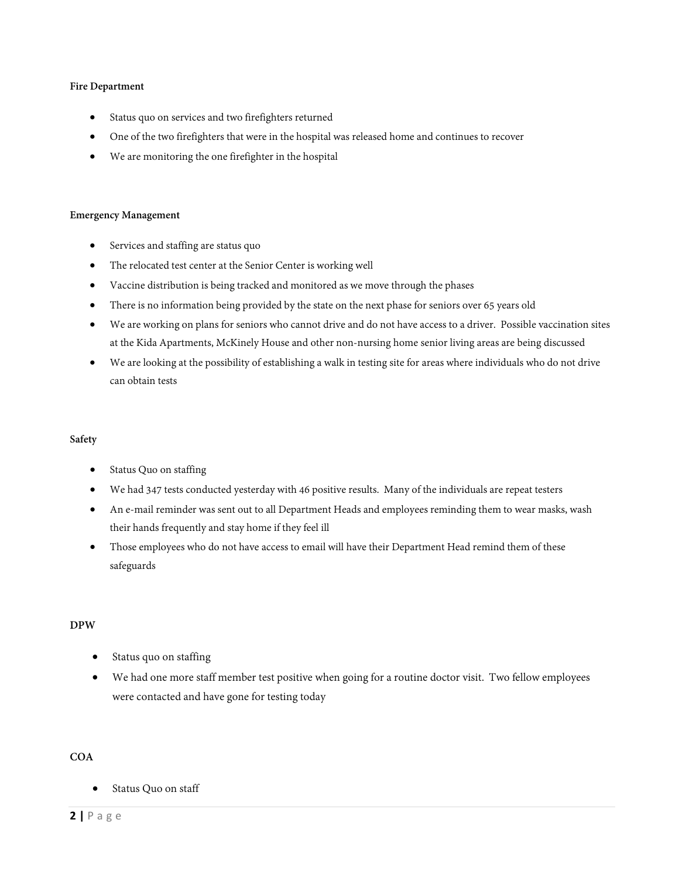**Fire Department**

- Status quo on services and two firefighters returned
- One of the two firefighters that were in the hospital was released home and continues to recover
- We are monitoring the one firefighter in the hospital

**Emergency Management**

- Services and staffing are status quo
- The relocated test center at the Senior Center is working well
- Vaccine distribution is being tracked and monitored as we move through the phases
- There is no information being provided by the state on the next phase for seniors over 65 years old
- We are working on plans for seniors who cannot drive and do not have access to a driver. Possible vaccination sites at the Kida Apartments, McKinely House and other non-nursing home senior living areas are being discussed
- We are looking at the possibility of establishing a walk in testing site for areas where individuals who do not drive can obtain tests

**Safety**

- Status Quo on staffing
- We had 347 tests conducted yesterday with 46 positive results. Many of the individuals are repeat testers
- An e-mail reminder was sent out to all Department Heads and employees reminding them to wear masks, wash their hands frequently and stay home if they feel ill
- Those employees who do not have access to email will have their Department Head remind them of these safeguards

**DPW**

- Status quo on staffing
- We had one more staff member test positive when going for a routine doctor visit. Two fellow employees were contacted and have gone for testing today

**COA**

- Status Quo on staff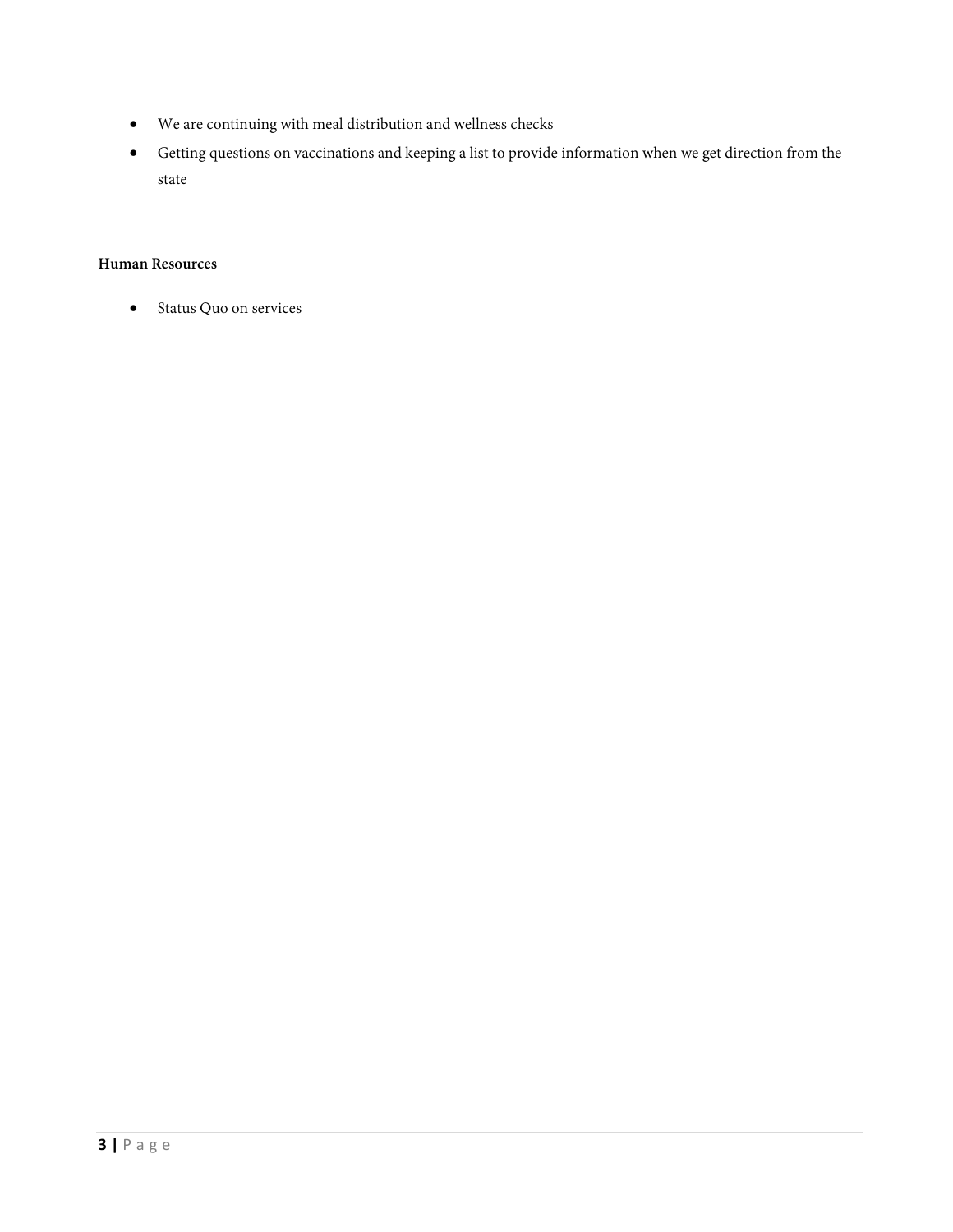- We are continuing with meal distribution and wellness checks
- Getting questions on vaccinations and keeping a list to provide information when we get direction from the state

**Human Resources**

- Status Quo on services